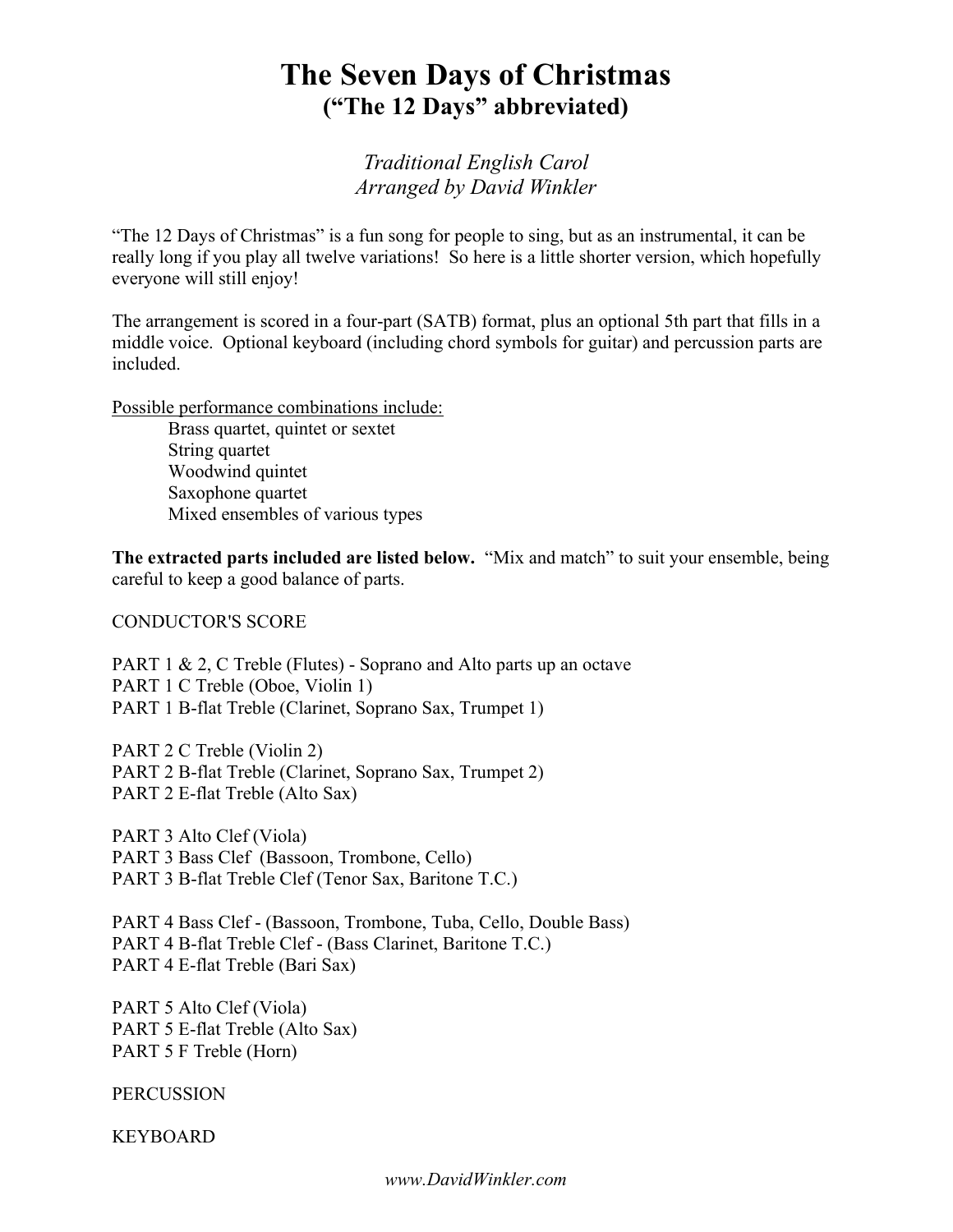# The Seven Days of Christmas
## ("The 12 Days" abbreviated)

*Traditional English Carol*
*Arranged by David Winkler*

"The 12 Days of Christmas" is a fun song for people to sing, but as an instrumental, it can be really long if you play all twelve variations! So here is a little shorter version, which hopefully everyone will still enjoy!

The arrangement is scored in a four-part (SATB) format, plus an optional 5th part that fills in a middle voice. Optional keyboard (including chord symbols for guitar) and percussion parts are included.

<u>Possible performance combinations include:</u>

- Brass quartet, quintet or sextet
- String quartet
- Woodwind quintet
- Saxophone quartet
- Mixed ensembles of various types

**The extracted parts included are listed below.** "Mix and match" to suit your ensemble, being careful to keep a good balance of parts.

CONDUCTOR'S SCORE

PART 1 & 2, C Treble (Flutes) - Soprano and Alto parts up an octave
PART 1 C Treble (Oboe, Violin 1)
PART 1 B-flat Treble (Clarinet, Soprano Sax, Trumpet 1)

PART 2 C Treble (Violin 2)
PART 2 B-flat Treble (Clarinet, Soprano Sax, Trumpet 2)
PART 2 E-flat Treble (Alto Sax)

PART 3 Alto Clef (Viola)
PART 3 Bass Clef (Bassoon, Trombone, Cello)
PART 3 B-flat Treble Clef (Tenor Sax, Baritone T.C.)

PART 4 Bass Clef - (Bassoon, Trombone, Tuba, Cello, Double Bass)
PART 4 B-flat Treble Clef - (Bass Clarinet, Baritone T.C.)
PART 4 E-flat Treble (Bari Sax)

PART 5 Alto Clef (Viola)
PART 5 E-flat Treble (Alto Sax)
PART 5 F Treble (Horn)

PERCUSSION

KEYBOARD

*www.DavidWinkler.com*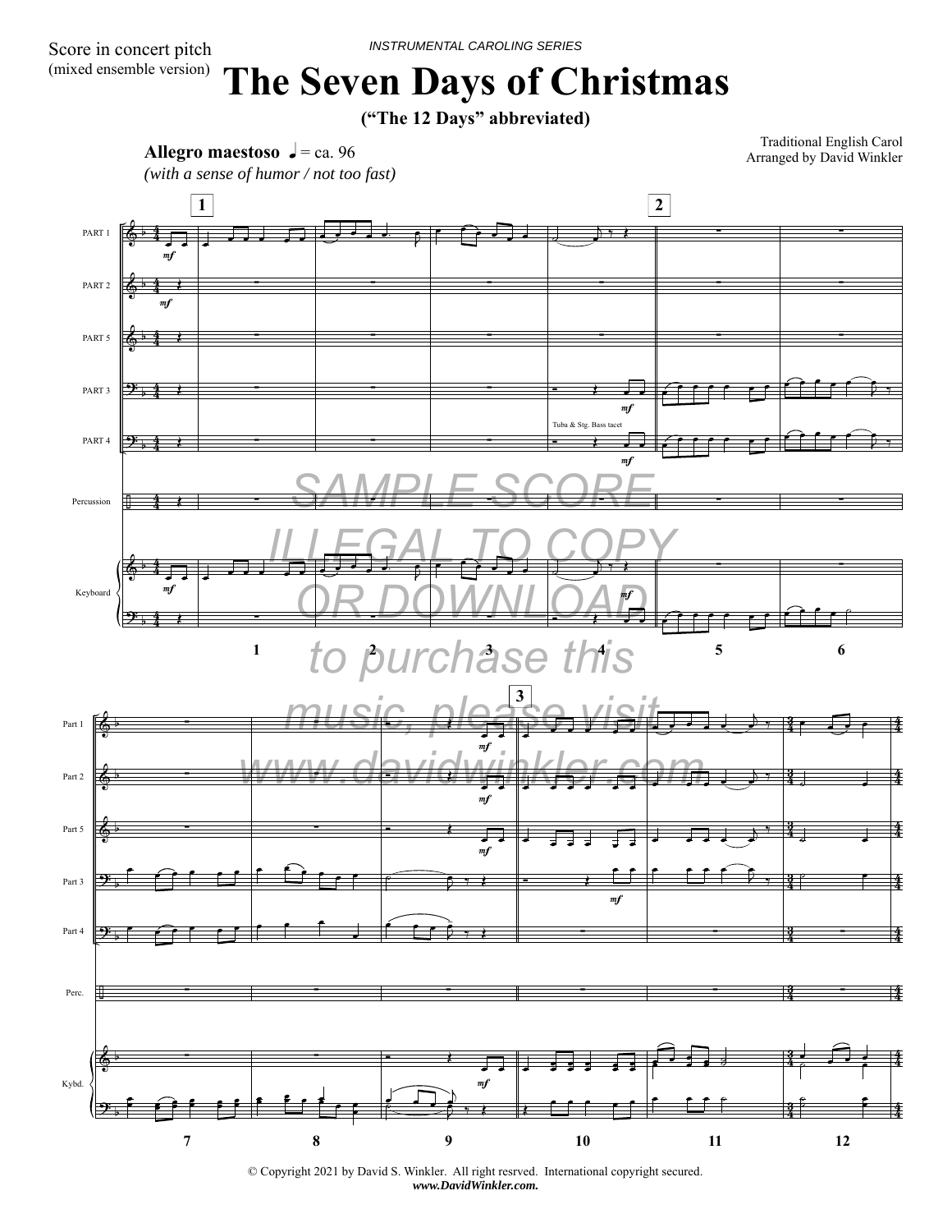Score in concert pitch
(mixed ensemble version)

INSTRUMENTAL CAROLING SERIES

# The Seven Days of Christmas

**("The 12 Days" abbreviated)**

Traditional English Carol
Arranged by David Winkler

**Allegro maestoso** ♩= ca. 96
*(with a sense of humor / not too fast)*

SAMPLE SCORE
ILLEGAL TO COPY
OR DOWNLOAD
to purchase this
music, please visit
www.davidwinkler.com

Tuba & Stg. Bass tacet

© Copyright 2021 by David S. Winkler. All right resrved. International copyright secured.
***www.DavidWinkler.com.***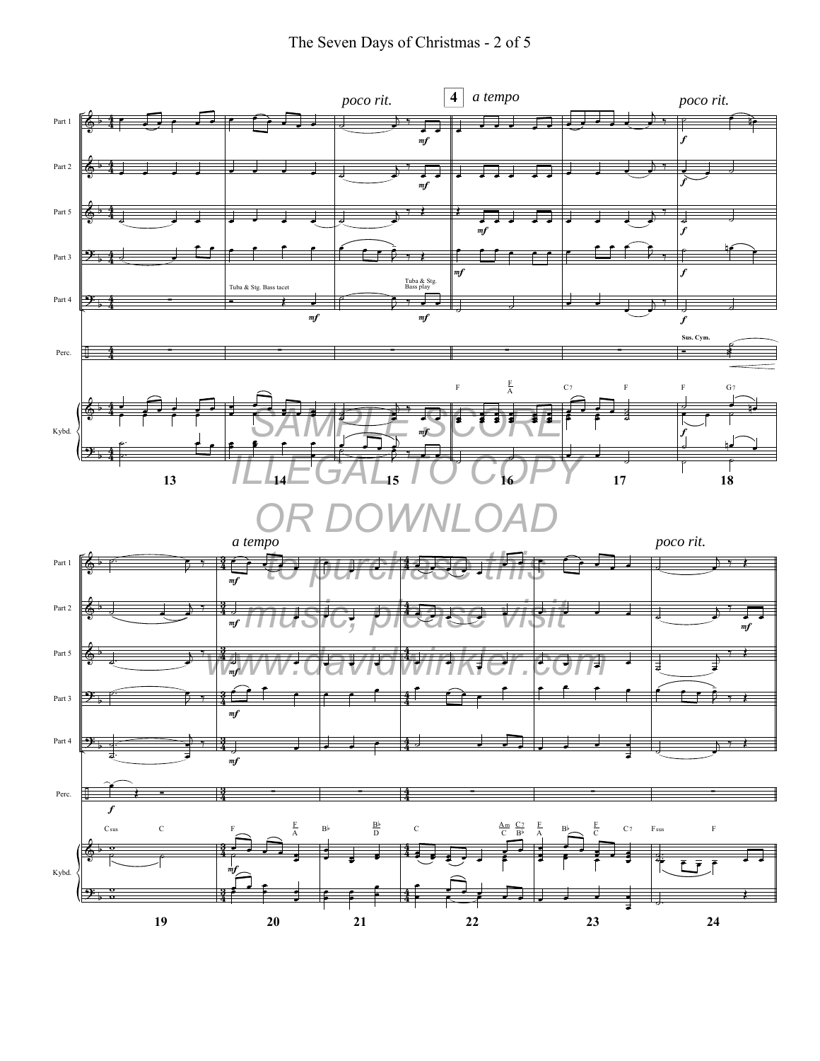SAMPLE SCORE
ILLEGAL TO COPY
OR DOWNLOAD
to purchase this
music, please visit
www.davidwinkler.com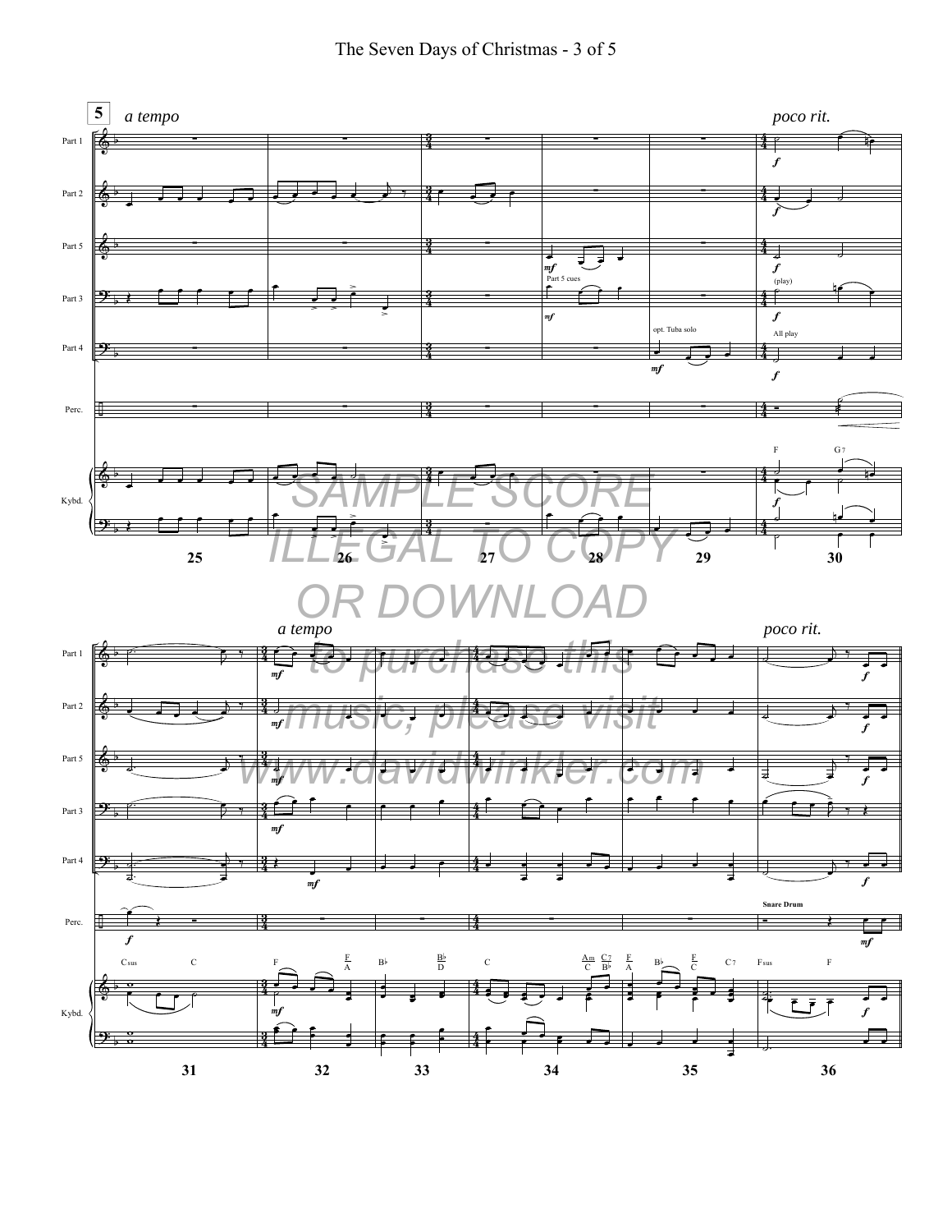SAMPLE SCORE
ILLEGAL TO COPY
OR DOWNLOAD
to purchase this
music, please visit
www.davidwinkler.com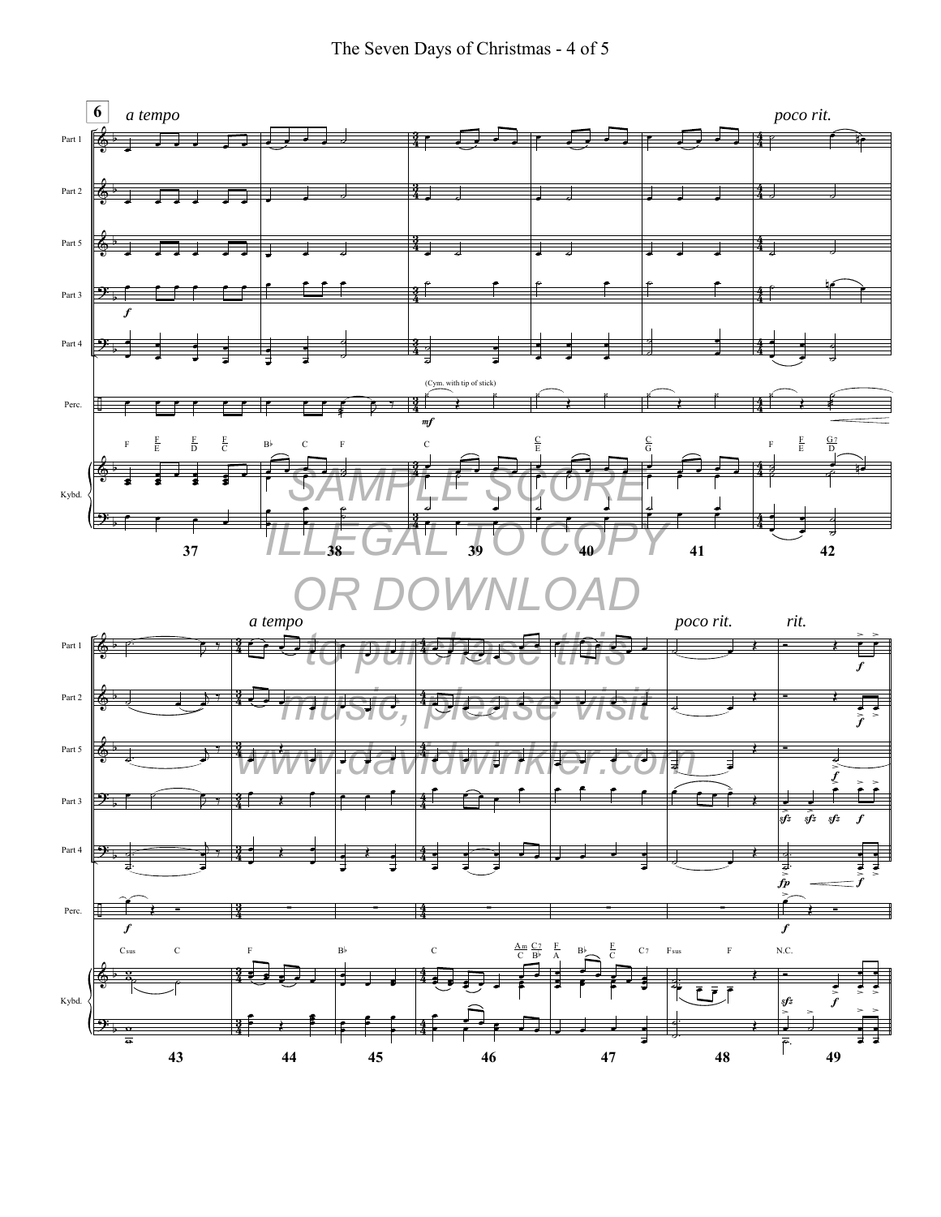SAMPLE SCORE
ILLEGAL TO COPY
OR DOWNLOAD
to purchase this
music, please visit
www.davidwinkler.com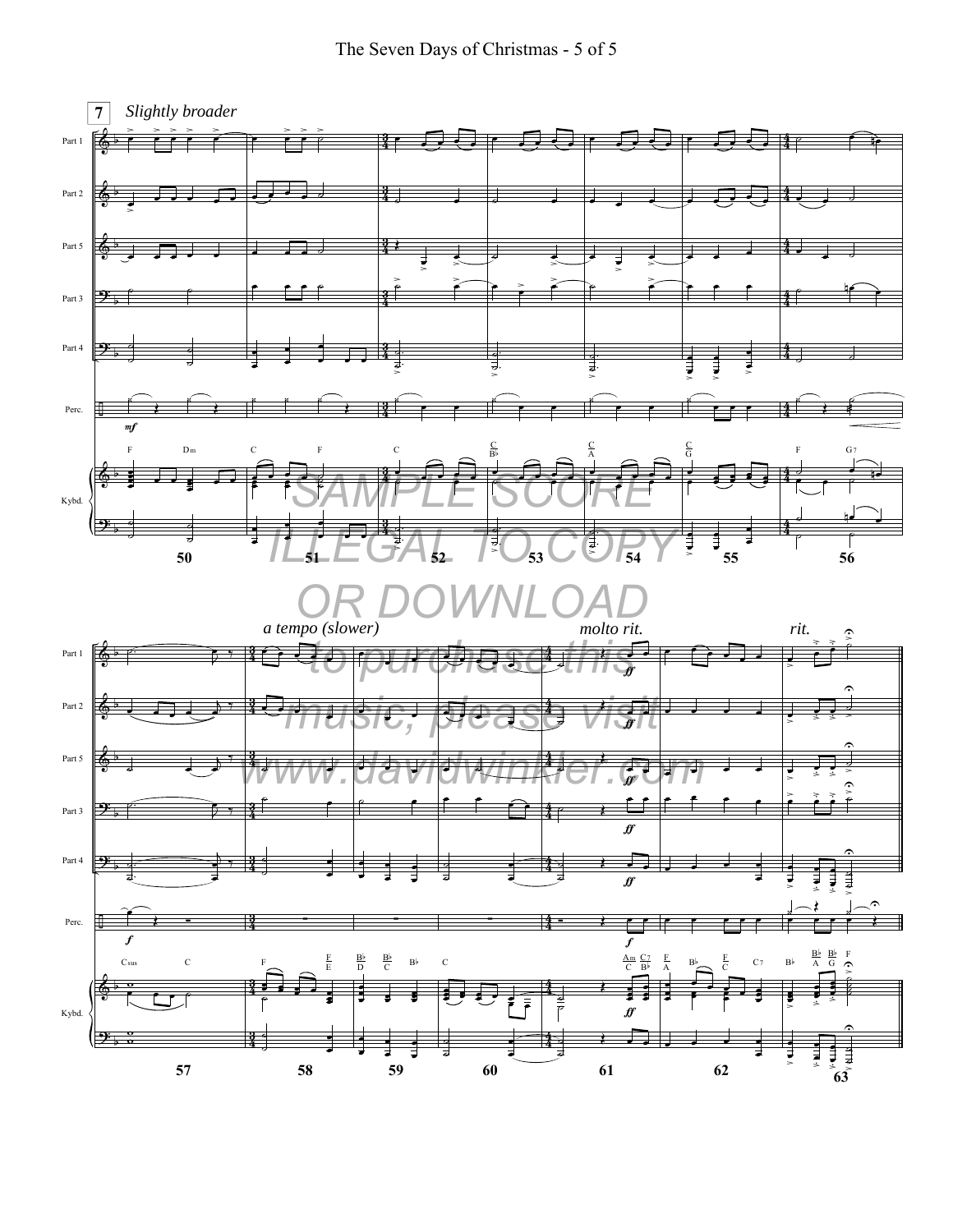SAMPLE SCORE ILLEGAL TO COPY OR DOWNLOAD

to purchase this music, please visit www.davidwinkler.com